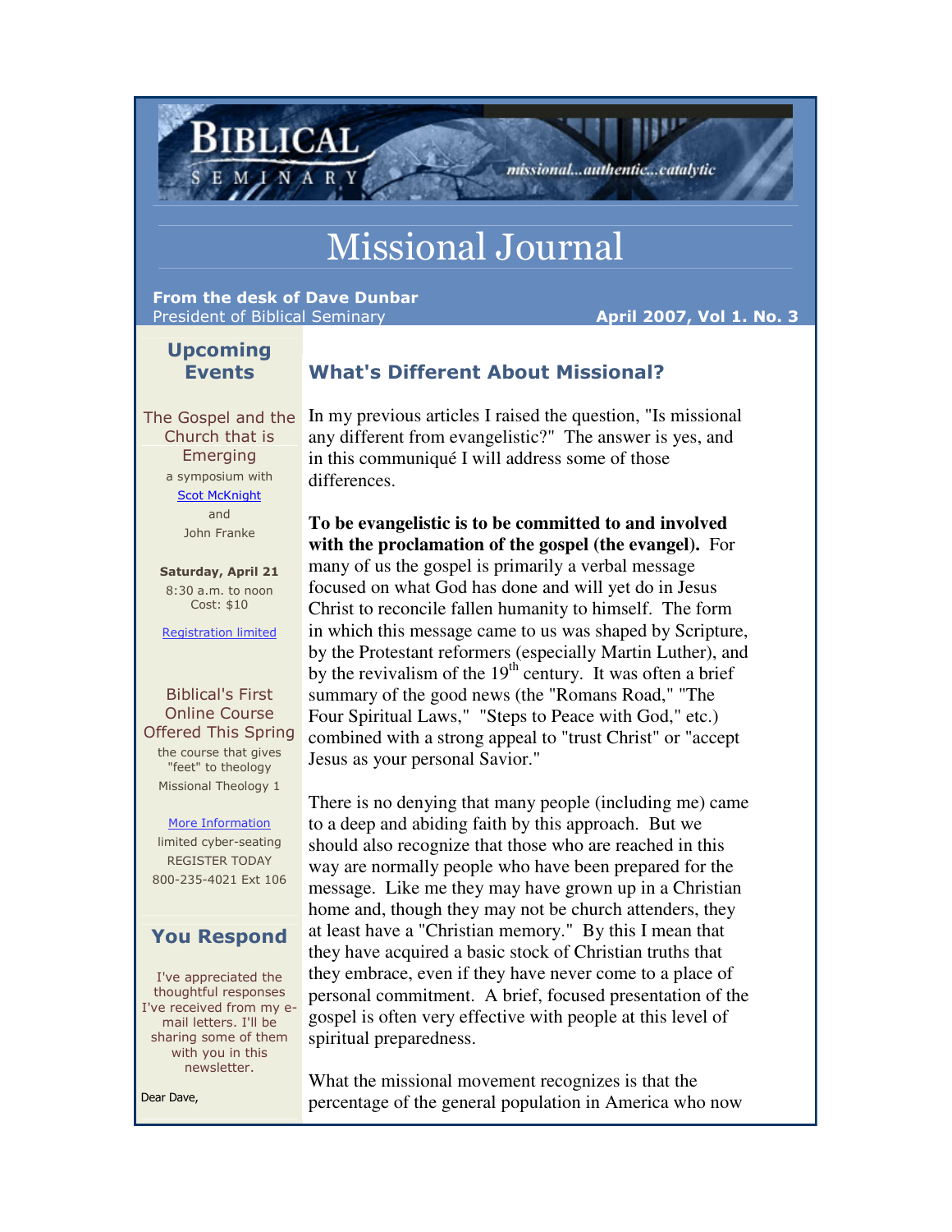# Biblical Seminary

*missional...authentic...catalytic*

# Missional Journal

**From the desk of Dave Dunbar**
President of Biblical Seminary

**April 2007, Vol 1. No. 3**

## What's Different About Missional?

In my previous articles I raised the question, "Is missional any different from evangelistic?" The answer is yes, and in this communiqué I will address some of those differences.

**To be evangelistic is to be committed to and involved with the proclamation of the gospel (the evangel).** For many of us the gospel is primarily a verbal message focused on what God has done and will yet do in Jesus Christ to reconcile fallen humanity to himself. The form in which this message came to us was shaped by Scripture, by the Protestant reformers (especially Martin Luther), and by the revivalism of the 19th century. It was often a brief summary of the good news (the "Romans Road," "The Four Spiritual Laws," "Steps to Peace with God," etc.) combined with a strong appeal to "trust Christ" or "accept Jesus as your personal Savior."

There is no denying that many people (including me) came to a deep and abiding faith by this approach. But we should also recognize that those who are reached in this way are normally people who have been prepared for the message. Like me they may have grown up in a Christian home and, though they may not be church attenders, they at least have a "Christian memory." By this I mean that they have acquired a basic stock of Christian truths that they embrace, even if they have never come to a place of personal commitment. A brief, focused presentation of the gospel is often very effective with people at this level of spiritual preparedness.

What the missional movement recognizes is that the percentage of the general population in America who now

## Upcoming Events

**The Gospel and the Church that is Emerging**
a symposium with
Scot McKnight
and
John Franke

**Saturday, April 21**
8:30 a.m. to noon
Cost: $10

Registration limited

**Biblical's First Online Course Offered This Spring**
the course that gives "feet" to theology
Missional Theology 1

More Information
limited cyber-seating
REGISTER TODAY
800-235-4021 Ext 106

## You Respond

I've appreciated the thoughtful responses I've received from my e-mail letters. I'll be sharing some of them with you in this newsletter.

Dear Dave,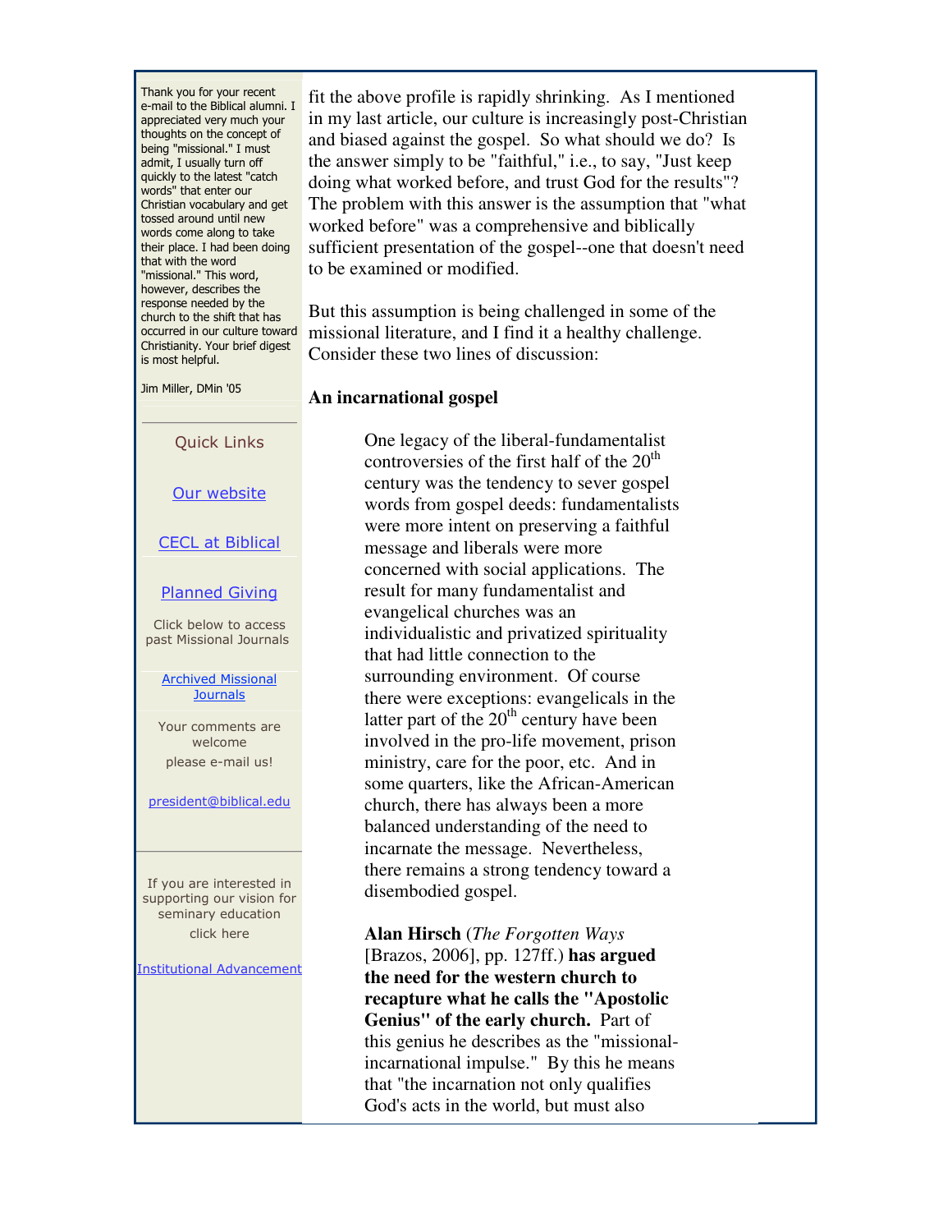fit the above profile is rapidly shrinking. As I mentioned in my last article, our culture is increasingly post-Christian and biased against the gospel. So what should we do? Is the answer simply to be "faithful," i.e., to say, "Just keep doing what worked before, and trust God for the results"? The problem with this answer is the assumption that "what worked before" was a comprehensive and biblically sufficient presentation of the gospel--one that doesn't need to be examined or modified.

But this assumption is being challenged in some of the missional literature, and I find it a healthy challenge. Consider these two lines of discussion:

### An incarnational gospel

> One legacy of the liberal-fundamentalist controversies of the first half of the 20th century was the tendency to sever gospel words from gospel deeds: fundamentalists were more intent on preserving a faithful message and liberals were more concerned with social applications. The result for many fundamentalist and evangelical churches was an individualistic and privatized spirituality that had little connection to the surrounding environment. Of course there were exceptions: evangelicals in the latter part of the 20th century have been involved in the pro-life movement, prison ministry, care for the poor, etc. And in some quarters, like the African-American church, there has always been a more balanced understanding of the need to incarnate the message. Nevertheless, there remains a strong tendency toward a disembodied gospel.
>
> **Alan Hirsch** (*The Forgotten Ways* [Brazos, 2006], pp. 127ff.) **has argued the need for the western church to recapture what he calls the "Apostolic Genius" of the early church.** Part of this genius he describes as the "missional-incarnational impulse." By this he means that "the incarnation not only qualifies God's acts in the world, but must also

---

Thank you for your recent e-mail to the Biblical alumni. I appreciated very much your thoughts on the concept of being "missional." I must admit, I usually turn off quickly to the latest "catch words" that enter our Christian vocabulary and get tossed around until new words come along to take their place. I had been doing that with the word "missional." This word, however, describes the response needed by the church to the shift that has occurred in our culture toward Christianity. Your brief digest is most helpful.

Jim Miller, DMin '05

---

Quick Links

[Our website]

[CECL at Biblical]

[Planned Giving]

Click below to access past Missional Journals

[Archived Missional Journals]

Your comments are welcome

please e-mail us!

[president@biblical.edu]

---

If you are interested in supporting our vision for seminary education click here

[Institutional Advancement]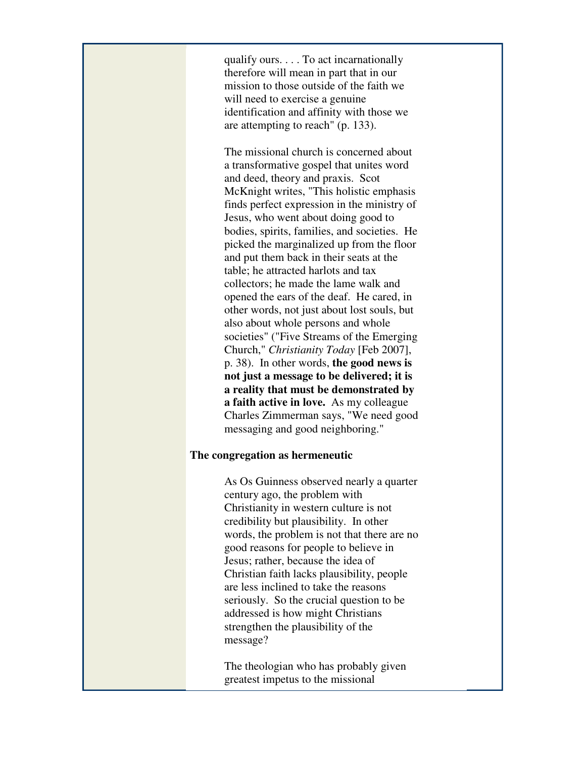qualify ours. . . . To act incarnationally therefore will mean in part that in our mission to those outside of the faith we will need to exercise a genuine identification and affinity with those we are attempting to reach" (p. 133).

The missional church is concerned about a transformative gospel that unites word and deed, theory and praxis. Scot McKnight writes, "This holistic emphasis finds perfect expression in the ministry of Jesus, who went about doing good to bodies, spirits, families, and societies. He picked the marginalized up from the floor and put them back in their seats at the table; he attracted harlots and tax collectors; he made the lame walk and opened the ears of the deaf. He cared, in other words, not just about lost souls, but also about whole persons and whole societies" ("Five Streams of the Emerging Church," *Christianity Today* [Feb 2007], p. 38). In other words, **the good news is not just a message to be delivered; it is a reality that must be demonstrated by a faith active in love.** As my colleague Charles Zimmerman says, "We need good messaging and good neighboring."

**The congregation as hermeneutic**

As Os Guinness observed nearly a quarter century ago, the problem with Christianity in western culture is not credibility but plausibility. In other words, the problem is not that there are no good reasons for people to believe in Jesus; rather, because the idea of Christian faith lacks plausibility, people are less inclined to take the reasons seriously. So the crucial question to be addressed is how might Christians strengthen the plausibility of the message?

The theologian who has probably given greatest impetus to the missional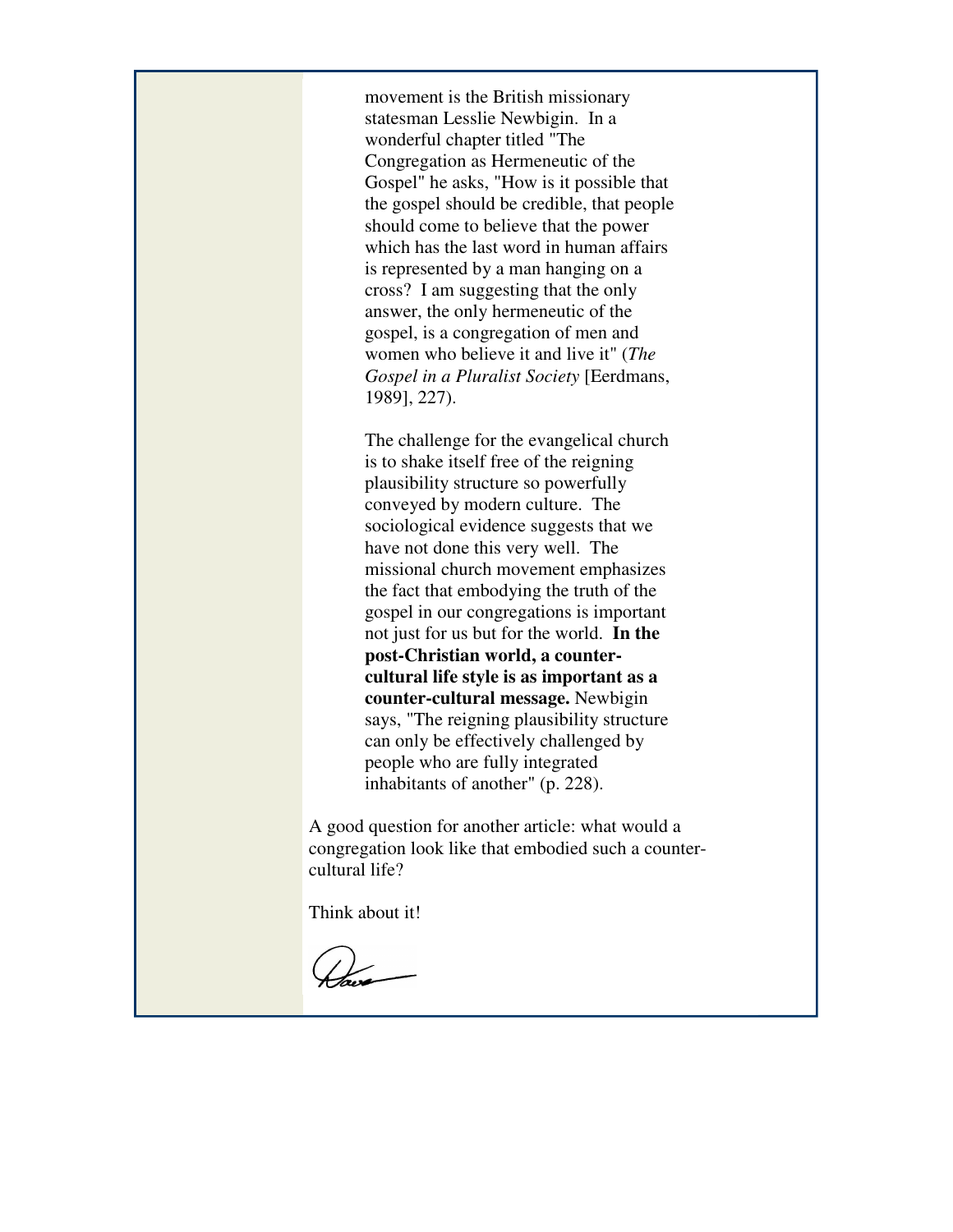movement is the British missionary statesman Lesslie Newbigin. In a wonderful chapter titled "The Congregation as Hermeneutic of the Gospel" he asks, "How is it possible that the gospel should be credible, that people should come to believe that the power which has the last word in human affairs is represented by a man hanging on a cross? I am suggesting that the only answer, the only hermeneutic of the gospel, is a congregation of men and women who believe it and live it" (*The Gospel in a Pluralist Society* [Eerdmans, 1989], 227).

The challenge for the evangelical church is to shake itself free of the reigning plausibility structure so powerfully conveyed by modern culture. The sociological evidence suggests that we have not done this very well. The missional church movement emphasizes the fact that embodying the truth of the gospel in our congregations is important not just for us but for the world. **In the post-Christian world, a counter-cultural life style is as important as a counter-cultural message.** Newbigin says, "The reigning plausibility structure can only be effectively challenged by people who are fully integrated inhabitants of another" (p. 228).

A good question for another article: what would a congregation look like that embodied such a counter-cultural life?

Think about it!

Dave